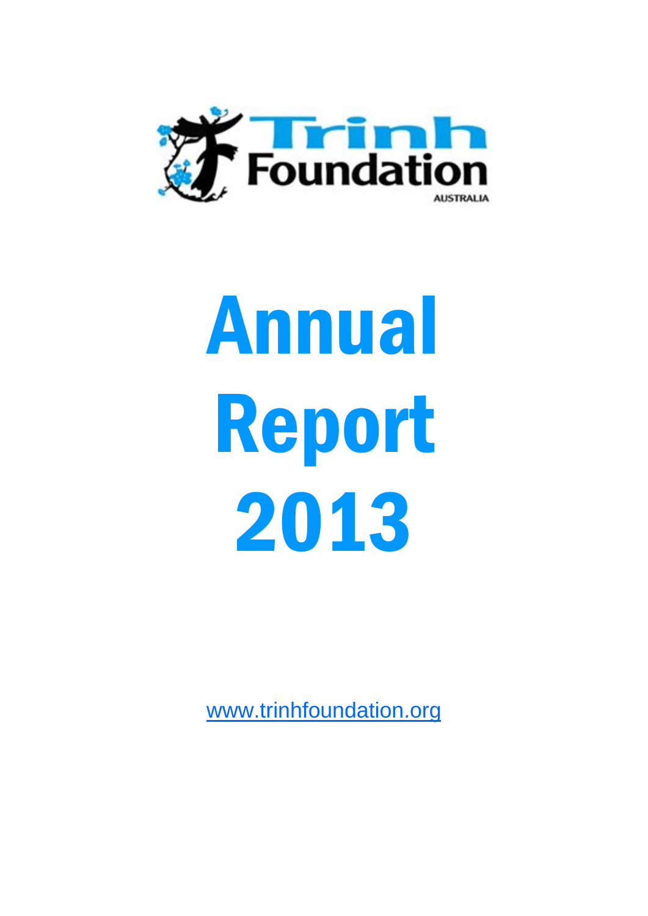Trinh Foundation

AUSTRALIA

# Annual Report 2013

www.trinhfoundation.org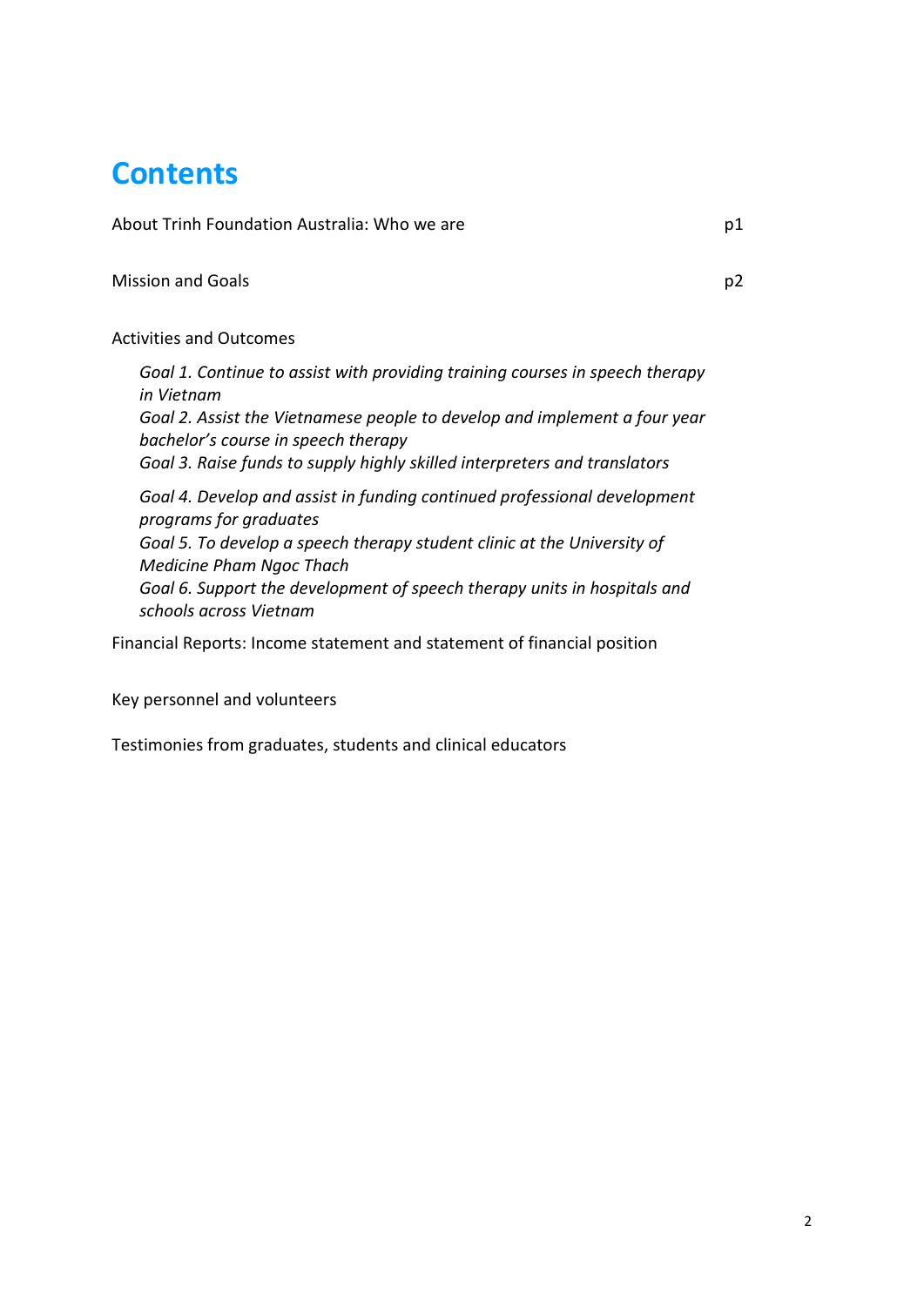# Contents

| | |
|---|---|
| About Trinh Foundation Australia: Who we are | p1 |
| Mission and Goals | p2 |

Activities and Outcomes

*Goal 1. Continue to assist with providing training courses in speech therapy in Vietnam*
*Goal 2. Assist the Vietnamese people to develop and implement a four year bachelor's course in speech therapy*
*Goal 3. Raise funds to supply highly skilled interpreters and translators*

*Goal 4. Develop and assist in funding continued professional development programs for graduates*
*Goal 5. To develop a speech therapy student clinic at the University of Medicine Pham Ngoc Thach*
*Goal 6. Support the development of speech therapy units in hospitals and schools across Vietnam*

Financial Reports: Income statement and statement of financial position

Key personnel and volunteers

Testimonies from graduates, students and clinical educators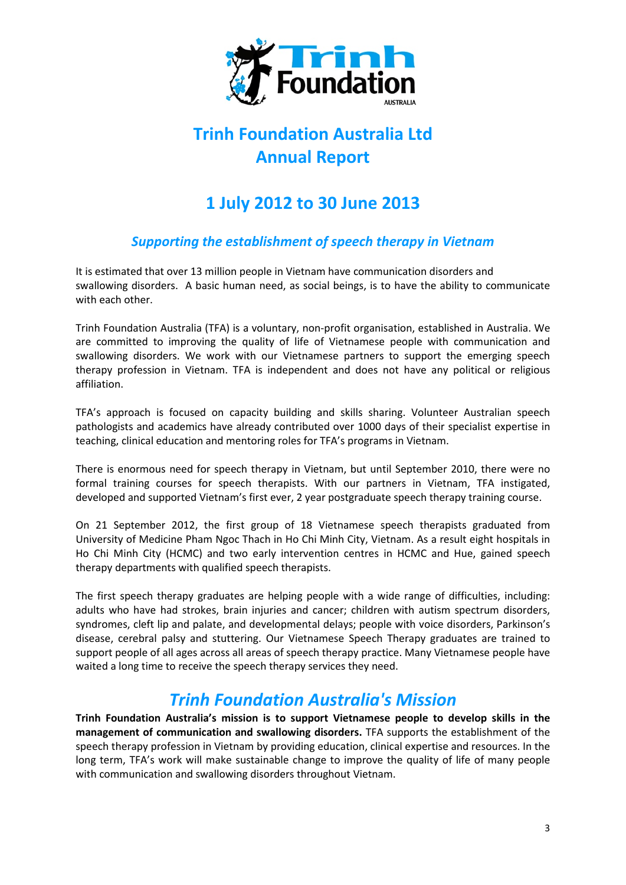# Trinh Foundation Australia Ltd
# Annual Report

## 1 July 2012 to 30 June 2013

### *Supporting the establishment of speech therapy in Vietnam*

It is estimated that over 13 million people in Vietnam have communication disorders and swallowing disorders. A basic human need, as social beings, is to have the ability to communicate with each other.

Trinh Foundation Australia (TFA) is a voluntary, non-profit organisation, established in Australia. We are committed to improving the quality of life of Vietnamese people with communication and swallowing disorders. We work with our Vietnamese partners to support the emerging speech therapy profession in Vietnam. TFA is independent and does not have any political or religious affiliation.

TFA's approach is focused on capacity building and skills sharing. Volunteer Australian speech pathologists and academics have already contributed over 1000 days of their specialist expertise in teaching, clinical education and mentoring roles for TFA's programs in Vietnam.

There is enormous need for speech therapy in Vietnam, but until September 2010, there were no formal training courses for speech therapists. With our partners in Vietnam, TFA instigated, developed and supported Vietnam's first ever, 2 year postgraduate speech therapy training course.

On 21 September 2012, the first group of 18 Vietnamese speech therapists graduated from University of Medicine Pham Ngoc Thach in Ho Chi Minh City, Vietnam. As a result eight hospitals in Ho Chi Minh City (HCMC) and two early intervention centres in HCMC and Hue, gained speech therapy departments with qualified speech therapists.

The first speech therapy graduates are helping people with a wide range of difficulties, including: adults who have had strokes, brain injuries and cancer; children with autism spectrum disorders, syndromes, cleft lip and palate, and developmental delays; people with voice disorders, Parkinson's disease, cerebral palsy and stuttering. Our Vietnamese Speech Therapy graduates are trained to support people of all ages across all areas of speech therapy practice. Many Vietnamese people have waited a long time to receive the speech therapy services they need.

## *Trinh Foundation Australia's Mission*

**Trinh Foundation Australia's mission is to support Vietnamese people to develop skills in the management of communication and swallowing disorders.** TFA supports the establishment of the speech therapy profession in Vietnam by providing education, clinical expertise and resources. In the long term, TFA's work will make sustainable change to improve the quality of life of many people with communication and swallowing disorders throughout Vietnam.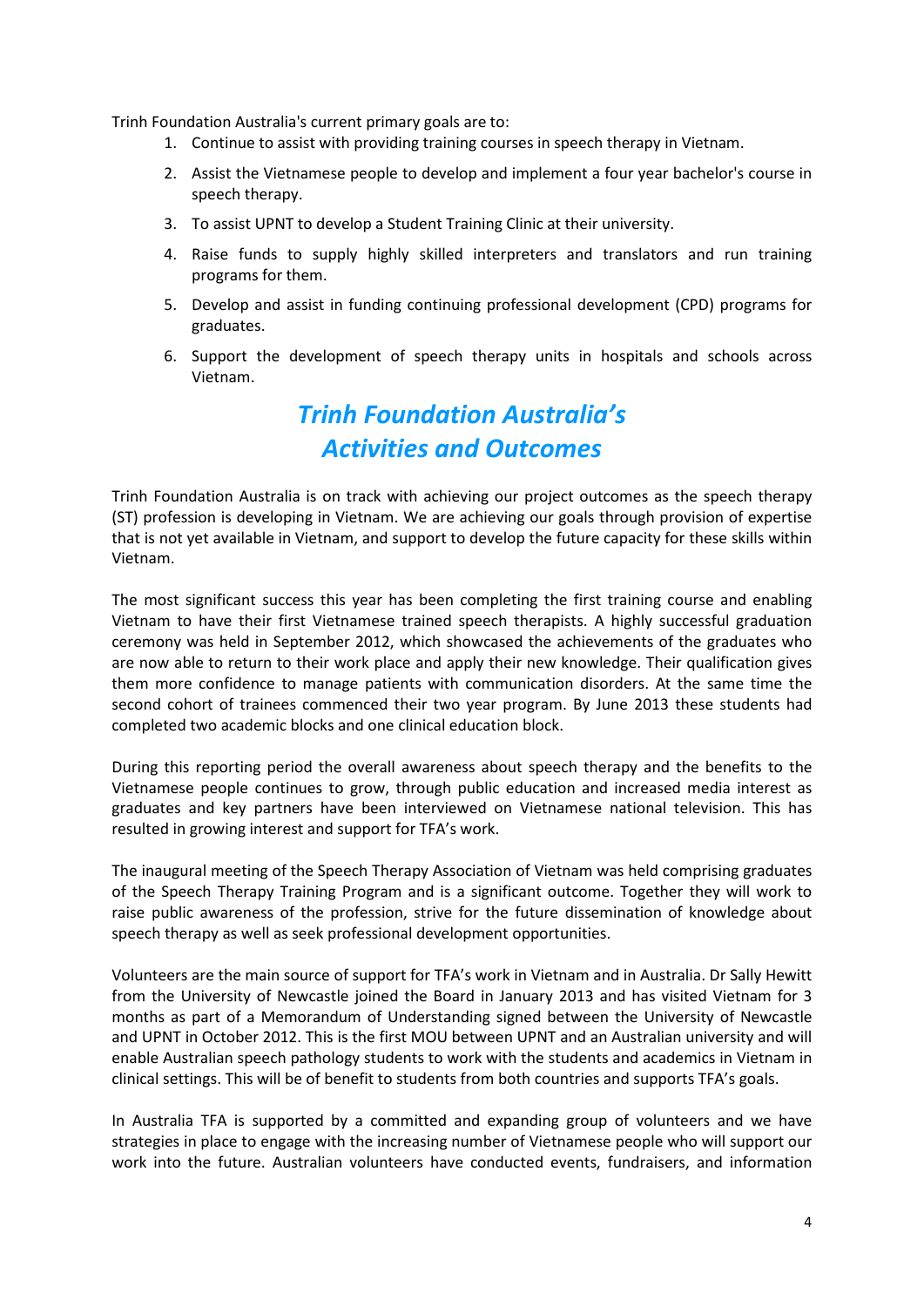Trinh Foundation Australia's current primary goals are to:

1. Continue to assist with providing training courses in speech therapy in Vietnam.
2. Assist the Vietnamese people to develop and implement a four year bachelor's course in speech therapy.
3. To assist UPNT to develop a Student Training Clinic at their university.
4. Raise funds to supply highly skilled interpreters and translators and run training programs for them.
5. Develop and assist in funding continuing professional development (CPD) programs for graduates.
6. Support the development of speech therapy units in hospitals and schools across Vietnam.

## *Trinh Foundation Australia's Activities and Outcomes*

Trinh Foundation Australia is on track with achieving our project outcomes as the speech therapy (ST) profession is developing in Vietnam. We are achieving our goals through provision of expertise that is not yet available in Vietnam, and support to develop the future capacity for these skills within Vietnam.

The most significant success this year has been completing the first training course and enabling Vietnam to have their first Vietnamese trained speech therapists. A highly successful graduation ceremony was held in September 2012, which showcased the achievements of the graduates who are now able to return to their work place and apply their new knowledge. Their qualification gives them more confidence to manage patients with communication disorders. At the same time the second cohort of trainees commenced their two year program. By June 2013 these students had completed two academic blocks and one clinical education block.

During this reporting period the overall awareness about speech therapy and the benefits to the Vietnamese people continues to grow, through public education and increased media interest as graduates and key partners have been interviewed on Vietnamese national television. This has resulted in growing interest and support for TFA's work.

The inaugural meeting of the Speech Therapy Association of Vietnam was held comprising graduates of the Speech Therapy Training Program and is a significant outcome. Together they will work to raise public awareness of the profession, strive for the future dissemination of knowledge about speech therapy as well as seek professional development opportunities.

Volunteers are the main source of support for TFA's work in Vietnam and in Australia. Dr Sally Hewitt from the University of Newcastle joined the Board in January 2013 and has visited Vietnam for 3 months as part of a Memorandum of Understanding signed between the University of Newcastle and UPNT in October 2012. This is the first MOU between UPNT and an Australian university and will enable Australian speech pathology students to work with the students and academics in Vietnam in clinical settings. This will be of benefit to students from both countries and supports TFA's goals.

In Australia TFA is supported by a committed and expanding group of volunteers and we have strategies in place to engage with the increasing number of Vietnamese people who will support our work into the future. Australian volunteers have conducted events, fundraisers, and information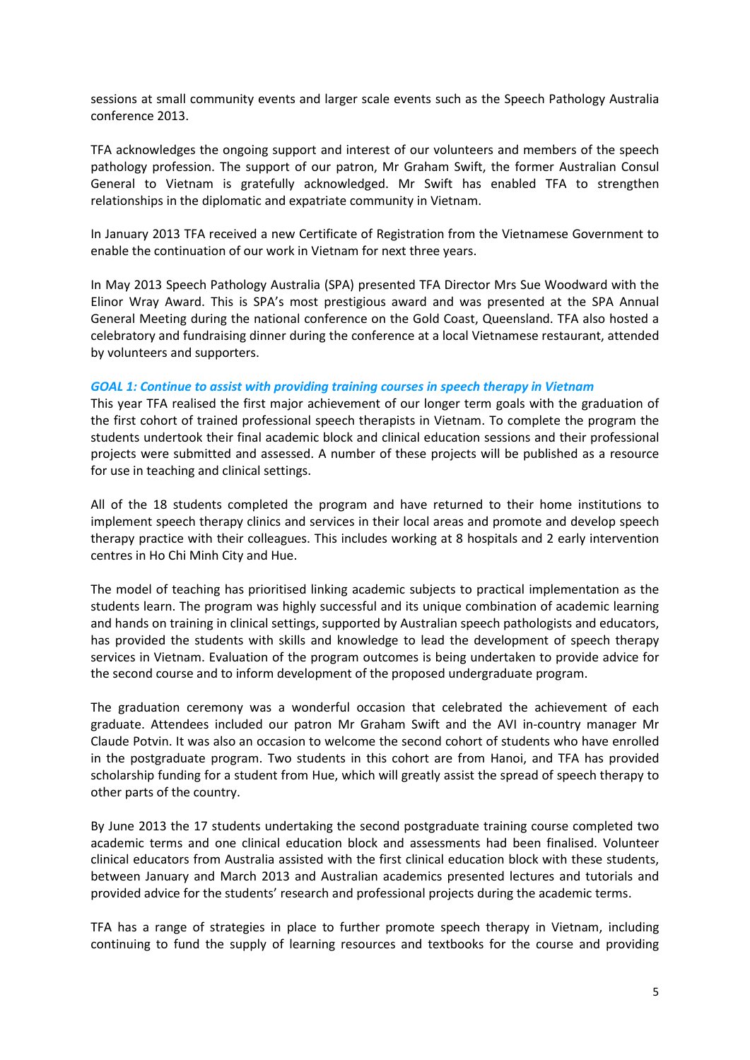sessions at small community events and larger scale events such as the Speech Pathology Australia conference 2013.

TFA acknowledges the ongoing support and interest of our volunteers and members of the speech pathology profession. The support of our patron, Mr Graham Swift, the former Australian Consul General to Vietnam is gratefully acknowledged. Mr Swift has enabled TFA to strengthen relationships in the diplomatic and expatriate community in Vietnam.

In January 2013 TFA received a new Certificate of Registration from the Vietnamese Government to enable the continuation of our work in Vietnam for next three years.

In May 2013 Speech Pathology Australia (SPA) presented TFA Director Mrs Sue Woodward with the Elinor Wray Award. This is SPA's most prestigious award and was presented at the SPA Annual General Meeting during the national conference on the Gold Coast, Queensland. TFA also hosted a celebratory and fundraising dinner during the conference at a local Vietnamese restaurant, attended by volunteers and supporters.

***GOAL 1: Continue to assist with providing training courses in speech therapy in Vietnam***

This year TFA realised the first major achievement of our longer term goals with the graduation of the first cohort of trained professional speech therapists in Vietnam. To complete the program the students undertook their final academic block and clinical education sessions and their professional projects were submitted and assessed. A number of these projects will be published as a resource for use in teaching and clinical settings.

All of the 18 students completed the program and have returned to their home institutions to implement speech therapy clinics and services in their local areas and promote and develop speech therapy practice with their colleagues. This includes working at 8 hospitals and 2 early intervention centres in Ho Chi Minh City and Hue.

The model of teaching has prioritised linking academic subjects to practical implementation as the students learn. The program was highly successful and its unique combination of academic learning and hands on training in clinical settings, supported by Australian speech pathologists and educators, has provided the students with skills and knowledge to lead the development of speech therapy services in Vietnam. Evaluation of the program outcomes is being undertaken to provide advice for the second course and to inform development of the proposed undergraduate program.

The graduation ceremony was a wonderful occasion that celebrated the achievement of each graduate. Attendees included our patron Mr Graham Swift and the AVI in-country manager Mr Claude Potvin. It was also an occasion to welcome the second cohort of students who have enrolled in the postgraduate program. Two students in this cohort are from Hanoi, and TFA has provided scholarship funding for a student from Hue, which will greatly assist the spread of speech therapy to other parts of the country.

By June 2013 the 17 students undertaking the second postgraduate training course completed two academic terms and one clinical education block and assessments had been finalised. Volunteer clinical educators from Australia assisted with the first clinical education block with these students, between January and March 2013 and Australian academics presented lectures and tutorials and provided advice for the students' research and professional projects during the academic terms.

TFA has a range of strategies in place to further promote speech therapy in Vietnam, including continuing to fund the supply of learning resources and textbooks for the course and providing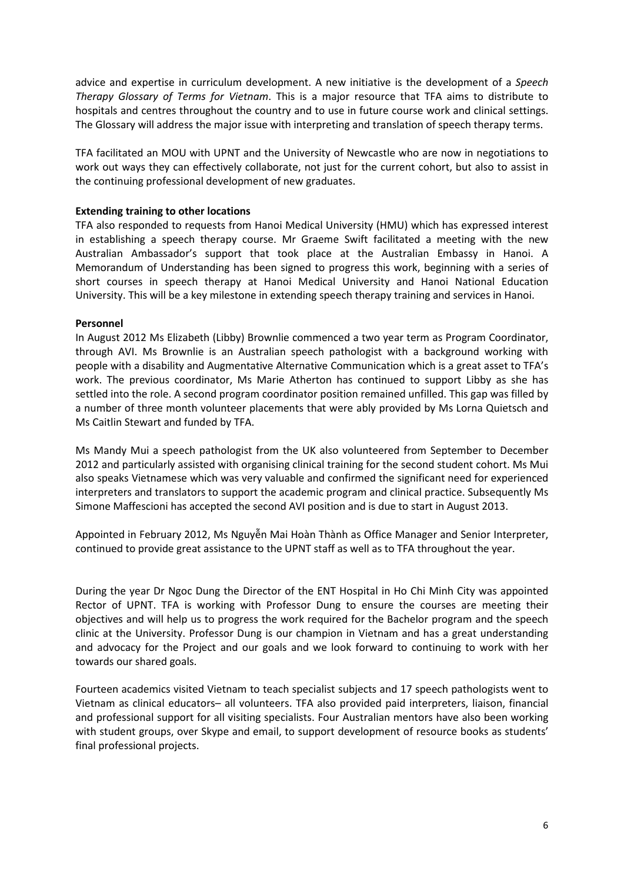advice and expertise in curriculum development. A new initiative is the development of a *Speech Therapy Glossary of Terms for Vietnam*. This is a major resource that TFA aims to distribute to hospitals and centres throughout the country and to use in future course work and clinical settings. The Glossary will address the major issue with interpreting and translation of speech therapy terms.

TFA facilitated an MOU with UPNT and the University of Newcastle who are now in negotiations to work out ways they can effectively collaborate, not just for the current cohort, but also to assist in the continuing professional development of new graduates.

**Extending training to other locations**

TFA also responded to requests from Hanoi Medical University (HMU) which has expressed interest in establishing a speech therapy course. Mr Graeme Swift facilitated a meeting with the new Australian Ambassador's support that took place at the Australian Embassy in Hanoi. A Memorandum of Understanding has been signed to progress this work, beginning with a series of short courses in speech therapy at Hanoi Medical University and Hanoi National Education University. This will be a key milestone in extending speech therapy training and services in Hanoi.

**Personnel**

In August 2012 Ms Elizabeth (Libby) Brownlie commenced a two year term as Program Coordinator, through AVI. Ms Brownlie is an Australian speech pathologist with a background working with people with a disability and Augmentative Alternative Communication which is a great asset to TFA's work. The previous coordinator, Ms Marie Atherton has continued to support Libby as she has settled into the role. A second program coordinator position remained unfilled. This gap was filled by a number of three month volunteer placements that were ably provided by Ms Lorna Quietsch and Ms Caitlin Stewart and funded by TFA.

Ms Mandy Mui a speech pathologist from the UK also volunteered from September to December 2012 and particularly assisted with organising clinical training for the second student cohort. Ms Mui also speaks Vietnamese which was very valuable and confirmed the significant need for experienced interpreters and translators to support the academic program and clinical practice. Subsequently Ms Simone Maffescioni has accepted the second AVI position and is due to start in August 2013.

Appointed in February 2012, Ms Nguyễn Mai Hoàn Thành as Office Manager and Senior Interpreter, continued to provide great assistance to the UPNT staff as well as to TFA throughout the year.

During the year Dr Ngoc Dung the Director of the ENT Hospital in Ho Chi Minh City was appointed Rector of UPNT. TFA is working with Professor Dung to ensure the courses are meeting their objectives and will help us to progress the work required for the Bachelor program and the speech clinic at the University. Professor Dung is our champion in Vietnam and has a great understanding and advocacy for the Project and our goals and we look forward to continuing to work with her towards our shared goals.

Fourteen academics visited Vietnam to teach specialist subjects and 17 speech pathologists went to Vietnam as clinical educators– all volunteers. TFA also provided paid interpreters, liaison, financial and professional support for all visiting specialists. Four Australian mentors have also been working with student groups, over Skype and email, to support development of resource books as students' final professional projects.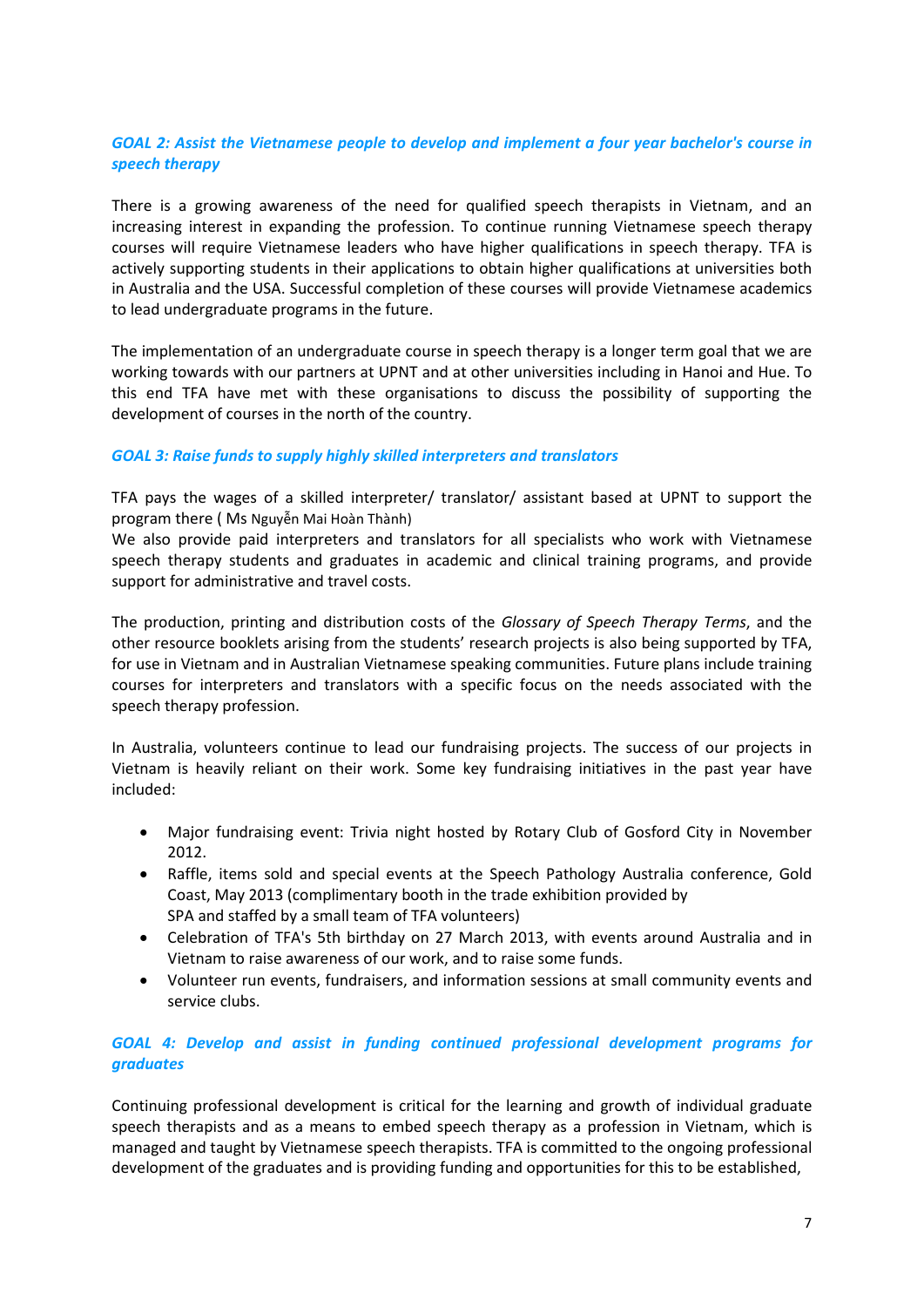### *GOAL 2: Assist the Vietnamese people to develop and implement a four year bachelor's course in speech therapy*

There is a growing awareness of the need for qualified speech therapists in Vietnam, and an increasing interest in expanding the profession. To continue running Vietnamese speech therapy courses will require Vietnamese leaders who have higher qualifications in speech therapy. TFA is actively supporting students in their applications to obtain higher qualifications at universities both in Australia and the USA. Successful completion of these courses will provide Vietnamese academics to lead undergraduate programs in the future.

The implementation of an undergraduate course in speech therapy is a longer term goal that we are working towards with our partners at UPNT and at other universities including in Hanoi and Hue. To this end TFA have met with these organisations to discuss the possibility of supporting the development of courses in the north of the country.

### *GOAL 3: Raise funds to supply highly skilled interpreters and translators*

TFA pays the wages of a skilled interpreter/ translator/ assistant based at UPNT to support the program there ( Ms Nguyễn Mai Hoàn Thành)
We also provide paid interpreters and translators for all specialists who work with Vietnamese speech therapy students and graduates in academic and clinical training programs, and provide support for administrative and travel costs.

The production, printing and distribution costs of the *Glossary of Speech Therapy Terms*, and the other resource booklets arising from the students' research projects is also being supported by TFA, for use in Vietnam and in Australian Vietnamese speaking communities. Future plans include training courses for interpreters and translators with a specific focus on the needs associated with the speech therapy profession.

In Australia, volunteers continue to lead our fundraising projects. The success of our projects in Vietnam is heavily reliant on their work. Some key fundraising initiatives in the past year have included:

- Major fundraising event: Trivia night hosted by Rotary Club of Gosford City in November 2012.
- Raffle, items sold and special events at the Speech Pathology Australia conference, Gold Coast, May 2013 (complimentary booth in the trade exhibition provided by SPA and staffed by a small team of TFA volunteers)
- Celebration of TFA's 5th birthday on 27 March 2013, with events around Australia and in Vietnam to raise awareness of our work, and to raise some funds.
- Volunteer run events, fundraisers, and information sessions at small community events and service clubs.

### *GOAL 4: Develop and assist in funding continued professional development programs for graduates*

Continuing professional development is critical for the learning and growth of individual graduate speech therapists and as a means to embed speech therapy as a profession in Vietnam, which is managed and taught by Vietnamese speech therapists. TFA is committed to the ongoing professional development of the graduates and is providing funding and opportunities for this to be established,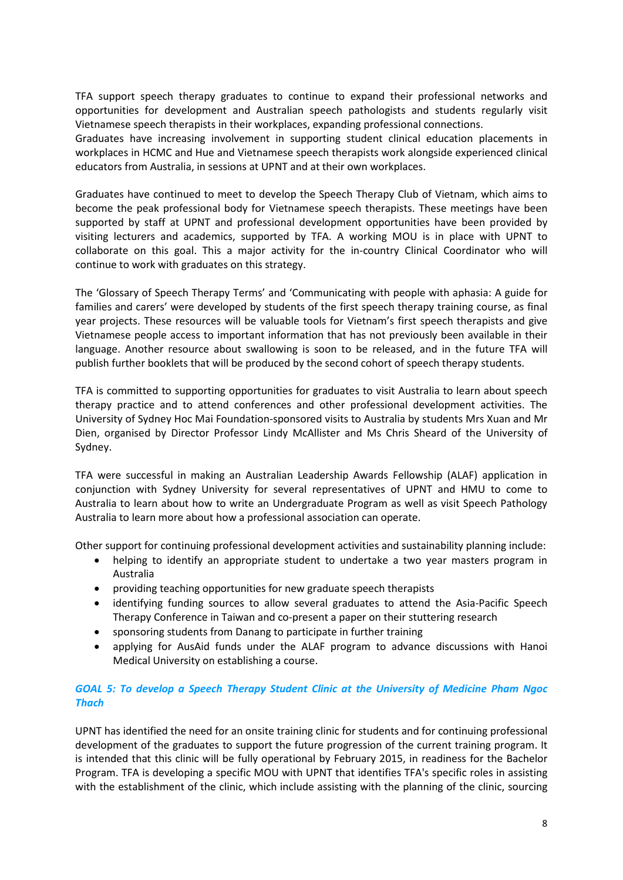TFA support speech therapy graduates to continue to expand their professional networks and opportunities for development and Australian speech pathologists and students regularly visit Vietnamese speech therapists in their workplaces, expanding professional connections.
Graduates have increasing involvement in supporting student clinical education placements in workplaces in HCMC and Hue and Vietnamese speech therapists work alongside experienced clinical educators from Australia, in sessions at UPNT and at their own workplaces.

Graduates have continued to meet to develop the Speech Therapy Club of Vietnam, which aims to become the peak professional body for Vietnamese speech therapists. These meetings have been supported by staff at UPNT and professional development opportunities have been provided by visiting lecturers and academics, supported by TFA. A working MOU is in place with UPNT to collaborate on this goal. This a major activity for the in-country Clinical Coordinator who will continue to work with graduates on this strategy.

The 'Glossary of Speech Therapy Terms' and 'Communicating with people with aphasia: A guide for families and carers' were developed by students of the first speech therapy training course, as final year projects. These resources will be valuable tools for Vietnam's first speech therapists and give Vietnamese people access to important information that has not previously been available in their language. Another resource about swallowing is soon to be released, and in the future TFA will publish further booklets that will be produced by the second cohort of speech therapy students.

TFA is committed to supporting opportunities for graduates to visit Australia to learn about speech therapy practice and to attend conferences and other professional development activities. The University of Sydney Hoc Mai Foundation-sponsored visits to Australia by students Mrs Xuan and Mr Dien, organised by Director Professor Lindy McAllister and Ms Chris Sheard of the University of Sydney.

TFA were successful in making an Australian Leadership Awards Fellowship (ALAF) application in conjunction with Sydney University for several representatives of UPNT and HMU to come to Australia to learn about how to write an Undergraduate Program as well as visit Speech Pathology Australia to learn more about how a professional association can operate.

Other support for continuing professional development activities and sustainability planning include:

- helping to identify an appropriate student to undertake a two year masters program in Australia
- providing teaching opportunities for new graduate speech therapists
- identifying funding sources to allow several graduates to attend the Asia-Pacific Speech Therapy Conference in Taiwan and co-present a paper on their stuttering research
- sponsoring students from Danang to participate in further training
- applying for AusAid funds under the ALAF program to advance discussions with Hanoi Medical University on establishing a course.

### *GOAL 5: To develop a Speech Therapy Student Clinic at the University of Medicine Pham Ngoc Thach*

UPNT has identified the need for an onsite training clinic for students and for continuing professional development of the graduates to support the future progression of the current training program. It is intended that this clinic will be fully operational by February 2015, in readiness for the Bachelor Program. TFA is developing a specific MOU with UPNT that identifies TFA's specific roles in assisting with the establishment of the clinic, which include assisting with the planning of the clinic, sourcing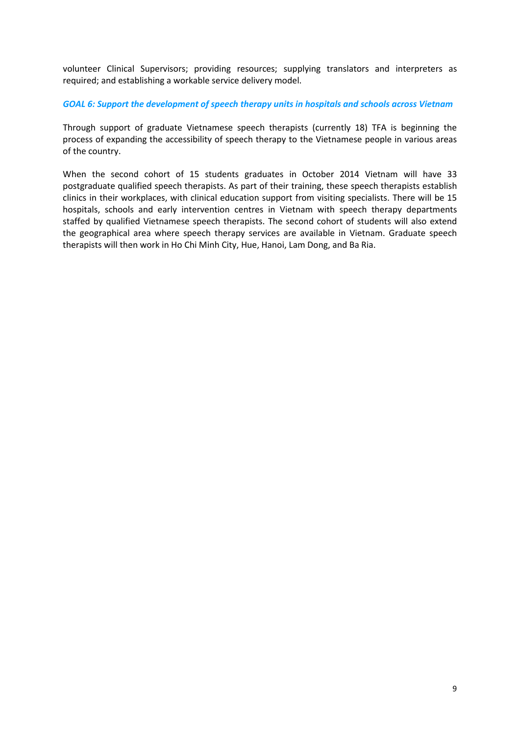volunteer Clinical Supervisors; providing resources; supplying translators and interpreters as required; and establishing a workable service delivery model.

### *GOAL 6: Support the development of speech therapy units in hospitals and schools across Vietnam*

Through support of graduate Vietnamese speech therapists (currently 18) TFA is beginning the process of expanding the accessibility of speech therapy to the Vietnamese people in various areas of the country.

When the second cohort of 15 students graduates in October 2014 Vietnam will have 33 postgraduate qualified speech therapists. As part of their training, these speech therapists establish clinics in their workplaces, with clinical education support from visiting specialists. There will be 15 hospitals, schools and early intervention centres in Vietnam with speech therapy departments staffed by qualified Vietnamese speech therapists. The second cohort of students will also extend the geographical area where speech therapy services are available in Vietnam. Graduate speech therapists will then work in Ho Chi Minh City, Hue, Hanoi, Lam Dong, and Ba Ria.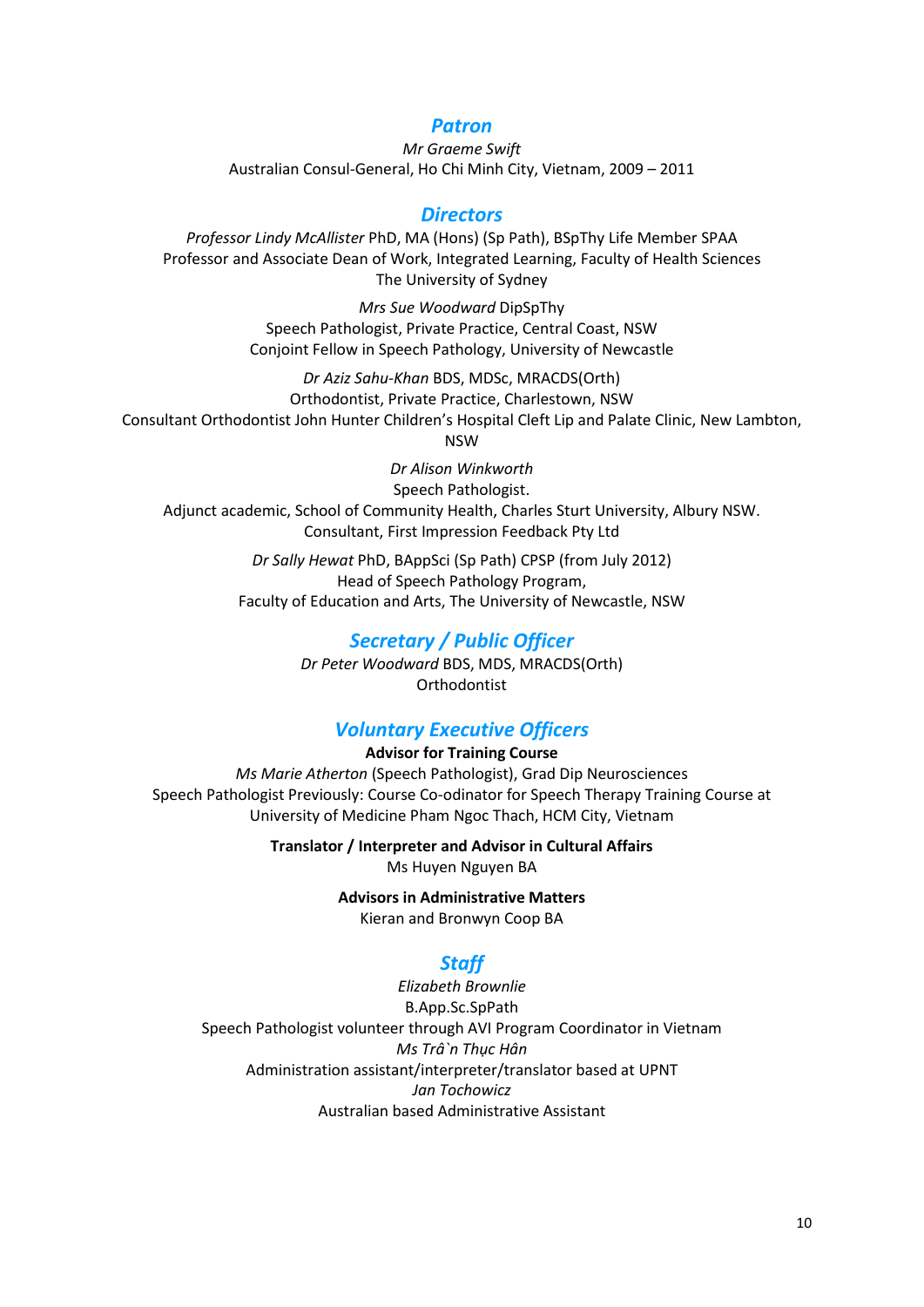## *Patron*

*Mr Graeme Swift*
Australian Consul-General, Ho Chi Minh City, Vietnam, 2009 – 2011

## *Directors*

*Professor Lindy McAllister* PhD, MA (Hons) (Sp Path), BSpThy Life Member SPAA
Professor and Associate Dean of Work, Integrated Learning, Faculty of Health Sciences
The University of Sydney

*Mrs Sue Woodward* DipSpThy
Speech Pathologist, Private Practice, Central Coast, NSW
Conjoint Fellow in Speech Pathology, University of Newcastle

*Dr Aziz Sahu-Khan* BDS, MDSc, MRACDS(Orth)
Orthodontist, Private Practice, Charlestown, NSW
Consultant Orthodontist John Hunter Children's Hospital Cleft Lip and Palate Clinic, New Lambton, NSW

*Dr Alison Winkworth*
Speech Pathologist.
Adjunct academic, School of Community Health, Charles Sturt University, Albury NSW.
Consultant, First Impression Feedback Pty Ltd

*Dr Sally Hewat* PhD, BAppSci (Sp Path) CPSP (from July 2012)
Head of Speech Pathology Program,
Faculty of Education and Arts, The University of Newcastle, NSW

## *Secretary / Public Officer*

*Dr Peter Woodward* BDS, MDS, MRACDS(Orth)
Orthodontist

## *Voluntary Executive Officers*

**Advisor for Training Course**
*Ms Marie Atherton* (Speech Pathologist), Grad Dip Neurosciences
Speech Pathologist Previously: Course Co-odinator for Speech Therapy Training Course at University of Medicine Pham Ngoc Thach, HCM City, Vietnam

**Translator / Interpreter and Advisor in Cultural Affairs**
Ms Huyen Nguyen BA

**Advisors in Administrative Matters**
Kieran and Bronwyn Coop BA

## *Staff*

*Elizabeth Brownlie*
B.App.Sc.SpPath
Speech Pathologist volunteer through AVI Program Coordinator in Vietnam
*Ms Trâ`n Thục Hân*
Administration assistant/interpreter/translator based at UPNT
*Jan Tochowicz*
Australian based Administrative Assistant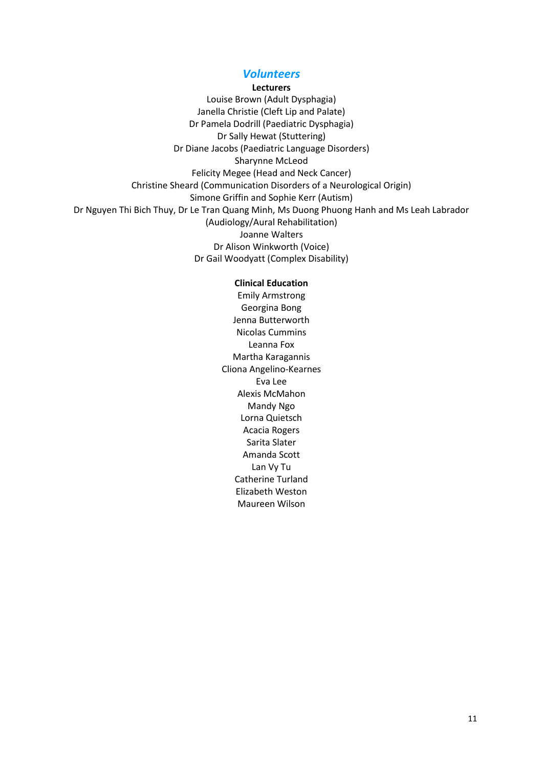## *Volunteers*

**Lecturers**

Louise Brown (Adult Dysphagia)
Janella Christie (Cleft Lip and Palate)
Dr Pamela Dodrill (Paediatric Dysphagia)
Dr Sally Hewat (Stuttering)
Dr Diane Jacobs (Paediatric Language Disorders)
Sharynne McLeod
Felicity Megee (Head and Neck Cancer)
Christine Sheard (Communication Disorders of a Neurological Origin)
Simone Griffin and Sophie Kerr (Autism)
Dr Nguyen Thi Bich Thuy, Dr Le Tran Quang Minh, Ms Duong Phuong Hanh and Ms Leah Labrador (Audiology/Aural Rehabilitation)
Joanne Walters
Dr Alison Winkworth (Voice)
Dr Gail Woodyatt (Complex Disability)

**Clinical Education**

Emily Armstrong
Georgina Bong
Jenna Butterworth
Nicolas Cummins
Leanna Fox
Martha Karagannis
Cliona Angelino-Kearnes
Eva Lee
Alexis McMahon
Mandy Ngo
Lorna Quietsch
Acacia Rogers
Sarita Slater
Amanda Scott
Lan Vy Tu
Catherine Turland
Elizabeth Weston
Maureen Wilson